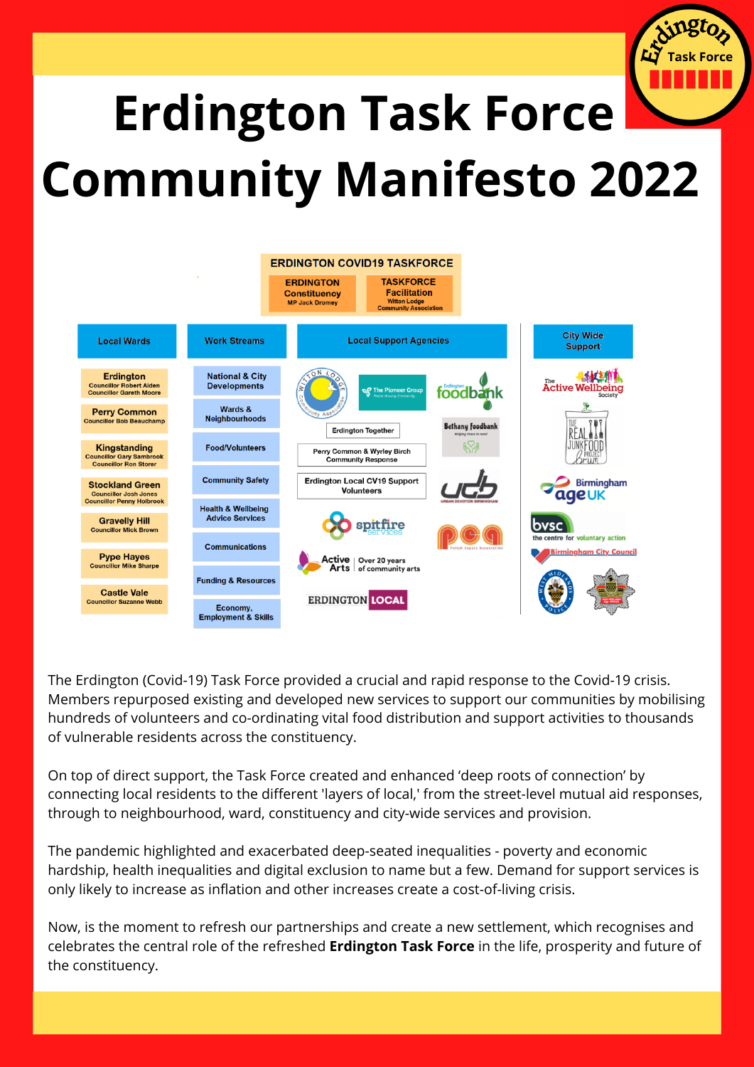# Erdington Task Force Community Manifesto 2022

**ERDINGTON COVID19 TASKFORCE**

| ERDINGTON Constituency | TASKFORCE Facilitation |
| --- | --- |
| MP Jack Dromey | Witton Lodge Community Association |

| Local Wards | Work Streams | Local Support Agencies | City Wide Support |
| --- | --- | --- | --- |
| Erdington – Councillor Robert Alden, Councillor Gareth Moore | National & City Developments | Witton Lodge Community Association | The Active Wellbeing Society |
| Perry Common – Councillor Bob Beauchamp | Wards & Neighbourhoods | The Pioneer Group | The Real Junk Food Project Brum |
| Kingstanding – Councillor Gary Sambrook, Councillor Ron Storer | Food/Volunteers | Erdington foodbank | Birmingham Age UK |
| Stockland Green – Councillor Josh Jones, Councillor Penny Holbrook | Community Safety | Erdington Together | bvsc the centre for voluntary action |
| Gravelly Hill – Councillor Mick Brown | Health & Wellbeing Advice Services | Bethany foodbank | Birmingham City Council |
| Pype Hayes – Councillor Mike Sharpe | Communications | Perry Common & Wyrley Birch Community Response | West Midlands Police |
| Castle Vale – Councillor Suzanne Webb | Funding & Resources | Erdington Local CV19 Support Volunteers | West Midlands Fire Service |
| | Economy, Employment & Skills | UDB Urban Devotion Birmingham | |
| | | Spitfire Services | |
| | | PEA Polish Expats Association | |
| | | Active Arts – Over 20 years of community arts | |
| | | Erdington Local | |

The Erdington (Covid-19) Task Force provided a crucial and rapid response to the Covid-19 crisis. Members repurposed existing and developed new services to support our communities by mobilising hundreds of volunteers and co-ordinating vital food distribution and support activities to thousands of vulnerable residents across the constituency.

On top of direct support, the Task Force created and enhanced 'deep roots of connection' by connecting local residents to the different 'layers of local,' from the street-level mutual aid responses, through to neighbourhood, ward, constituency and city-wide services and provision.

The pandemic highlighted and exacerbated deep-seated inequalities - poverty and economic hardship, health inequalities and digital exclusion to name but a few. Demand for support services is only likely to increase as inflation and other increases create a cost-of-living crisis.

Now, is the moment to refresh our partnerships and create a new settlement, which recognises and celebrates the central role of the refreshed **Erdington Task Force** in the life, prosperity and future of the constituency.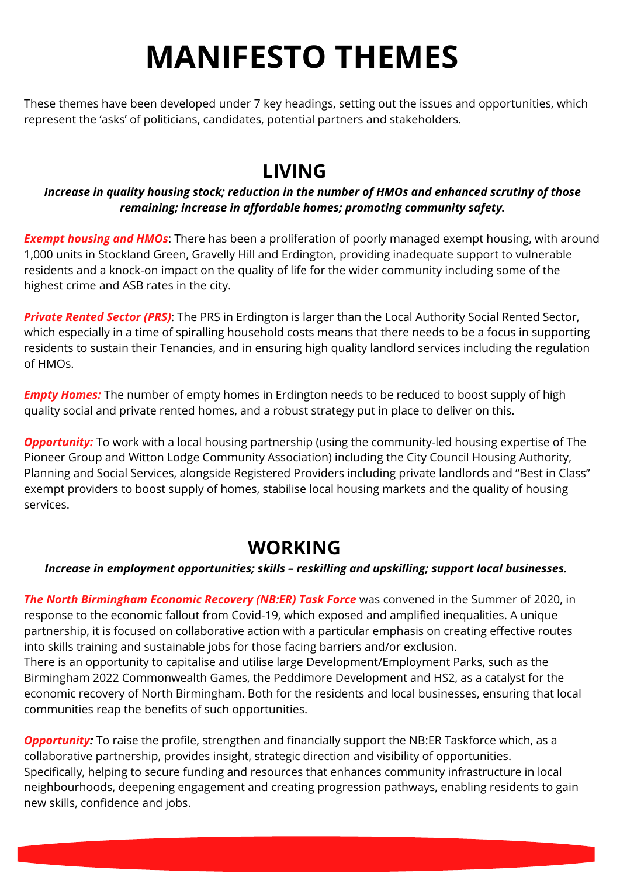# MANIFESTO THEMES

These themes have been developed under 7 key headings, setting out the issues and opportunities, which represent the 'asks' of politicians, candidates, potential partners and stakeholders.

## LIVING

***Increase in quality housing stock; reduction in the number of HMOs and enhanced scrutiny of those remaining; increase in affordable homes; promoting community safety.***

***Exempt housing and HMOs***: There has been a proliferation of poorly managed exempt housing, with around 1,000 units in Stockland Green, Gravelly Hill and Erdington, providing inadequate support to vulnerable residents and a knock-on impact on the quality of life for the wider community including some of the highest crime and ASB rates in the city.

***Private Rented Sector (PRS)***: The PRS in Erdington is larger than the Local Authority Social Rented Sector, which especially in a time of spiralling household costs means that there needs to be a focus in supporting residents to sustain their Tenancies, and in ensuring high quality landlord services including the regulation of HMOs.

***Empty Homes:*** The number of empty homes in Erdington needs to be reduced to boost supply of high quality social and private rented homes, and a robust strategy put in place to deliver on this.

***Opportunity:*** To work with a local housing partnership (using the community-led housing expertise of The Pioneer Group and Witton Lodge Community Association) including the City Council Housing Authority, Planning and Social Services, alongside Registered Providers including private landlords and "Best in Class" exempt providers to boost supply of homes, stabilise local housing markets and the quality of housing services.

## WORKING

***Increase in employment opportunities; skills – reskilling and upskilling; support local businesses.***

***The North Birmingham Economic Recovery (NB:ER) Task Force*** was convened in the Summer of 2020, in response to the economic fallout from Covid-19, which exposed and amplified inequalities. A unique partnership, it is focused on collaborative action with a particular emphasis on creating effective routes into skills training and sustainable jobs for those facing barriers and/or exclusion.
There is an opportunity to capitalise and utilise large Development/Employment Parks, such as the Birmingham 2022 Commonwealth Games, the Peddimore Development and HS2, as a catalyst for the economic recovery of North Birmingham. Both for the residents and local businesses, ensuring that local communities reap the benefits of such opportunities.

***Opportunity:*** To raise the profile, strengthen and financially support the NB:ER Taskforce which, as a collaborative partnership, provides insight, strategic direction and visibility of opportunities. Specifically, helping to secure funding and resources that enhances community infrastructure in local neighbourhoods, deepening engagement and creating progression pathways, enabling residents to gain new skills, confidence and jobs.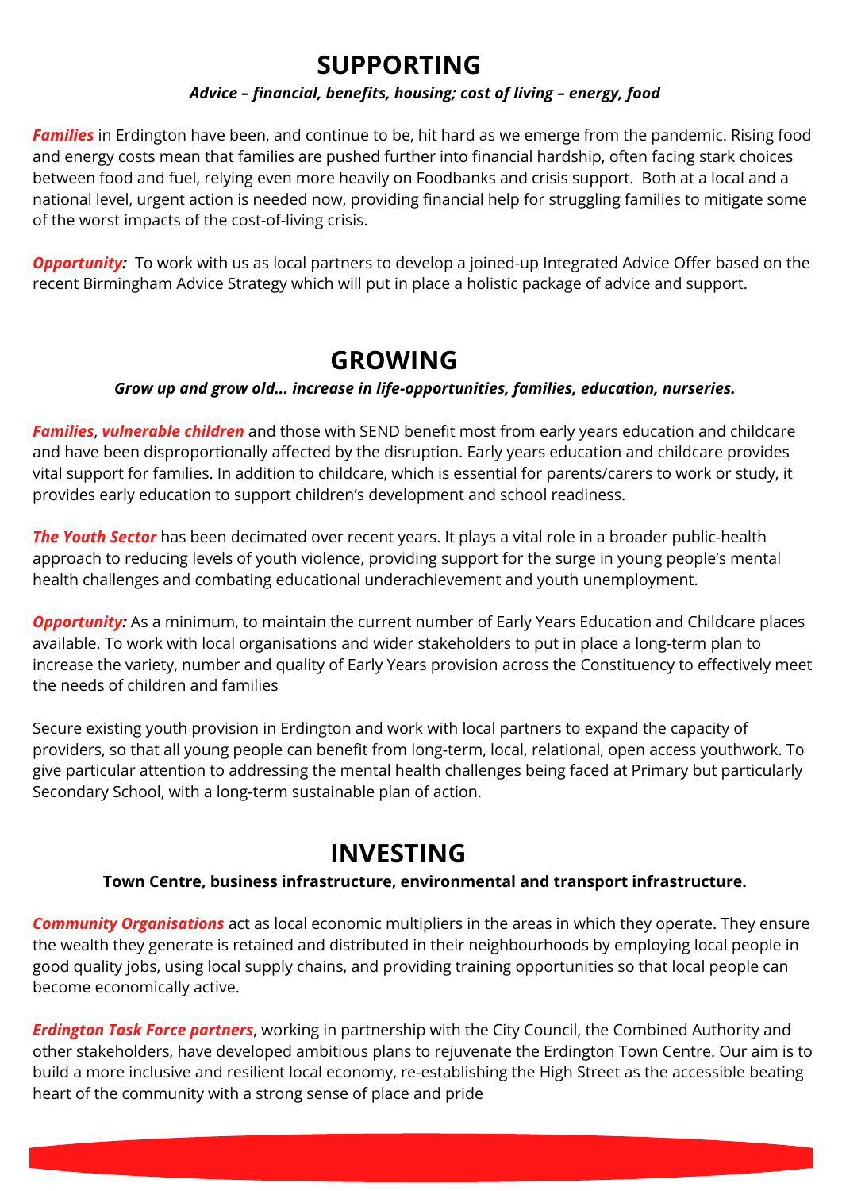## SUPPORTING

***Advice – financial, benefits, housing; cost of living – energy, food***

***Families*** in Erdington have been, and continue to be, hit hard as we emerge from the pandemic. Rising food and energy costs mean that families are pushed further into financial hardship, often facing stark choices between food and fuel, relying even more heavily on Foodbanks and crisis support. Both at a local and a national level, urgent action is needed now, providing financial help for struggling families to mitigate some of the worst impacts of the cost-of-living crisis.

***Opportunity:*** To work with us as local partners to develop a joined-up Integrated Advice Offer based on the recent Birmingham Advice Strategy which will put in place a holistic package of advice and support.

## GROWING

***Grow up and grow old... increase in life-opportunities, families, education, nurseries.***

***Families***, ***vulnerable children*** and those with SEND benefit most from early years education and childcare and have been disproportionally affected by the disruption. Early years education and childcare provides vital support for families. In addition to childcare, which is essential for parents/carers to work or study, it provides early education to support children's development and school readiness.

***The Youth Sector*** has been decimated over recent years. It plays a vital role in a broader public-health approach to reducing levels of youth violence, providing support for the surge in young people's mental health challenges and combating educational underachievement and youth unemployment.

***Opportunity:*** As a minimum, to maintain the current number of Early Years Education and Childcare places available. To work with local organisations and wider stakeholders to put in place a long-term plan to increase the variety, number and quality of Early Years provision across the Constituency to effectively meet the needs of children and families

Secure existing youth provision in Erdington and work with local partners to expand the capacity of providers, so that all young people can benefit from long-term, local, relational, open access youthwork. To give particular attention to addressing the mental health challenges being faced at Primary but particularly Secondary School, with a long-term sustainable plan of action.

## INVESTING

**Town Centre, business infrastructure, environmental and transport infrastructure.**

***Community Organisations*** act as local economic multipliers in the areas in which they operate. They ensure the wealth they generate is retained and distributed in their neighbourhoods by employing local people in good quality jobs, using local supply chains, and providing training opportunities so that local people can become economically active.

***Erdington Task Force partners***, working in partnership with the City Council, the Combined Authority and other stakeholders, have developed ambitious plans to rejuvenate the Erdington Town Centre. Our aim is to build a more inclusive and resilient local economy, re-establishing the High Street as the accessible beating heart of the community with a strong sense of place and pride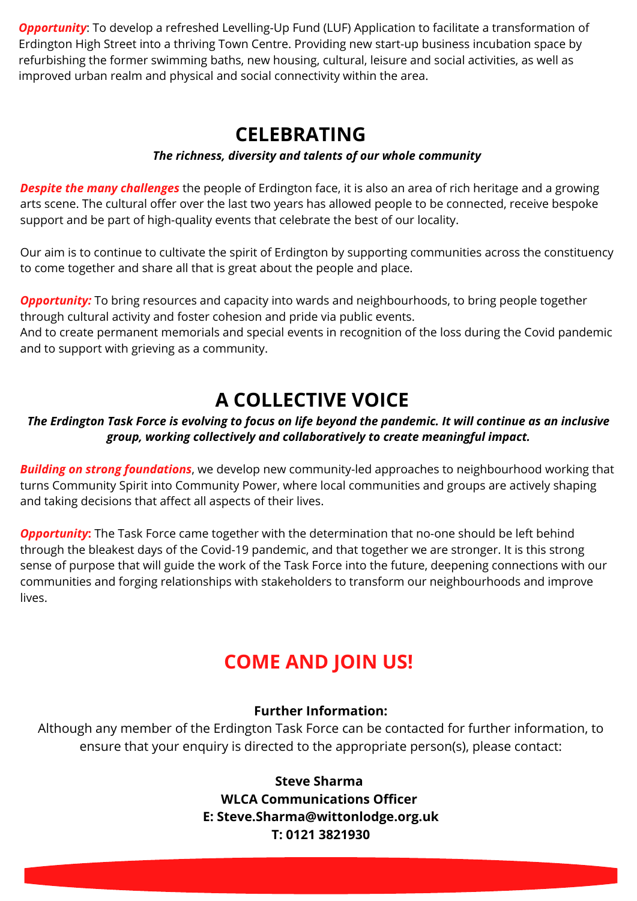***Opportunity***: To develop a refreshed Levelling-Up Fund (LUF) Application to facilitate a transformation of Erdington High Street into a thriving Town Centre. Providing new start-up business incubation space by refurbishing the former swimming baths, new housing, cultural, leisure and social activities, as well as improved urban realm and physical and social connectivity within the area.

## CELEBRATING

***The richness, diversity and talents of our whole community***

***Despite the many challenges*** the people of Erdington face, it is also an area of rich heritage and a growing arts scene. The cultural offer over the last two years has allowed people to be connected, receive bespoke support and be part of high-quality events that celebrate the best of our locality.

Our aim is to continue to cultivate the spirit of Erdington by supporting communities across the constituency to come together and share all that is great about the people and place.

***Opportunity:*** To bring resources and capacity into wards and neighbourhoods, to bring people together through cultural activity and foster cohesion and pride via public events.
And to create permanent memorials and special events in recognition of the loss during the Covid pandemic and to support with grieving as a community.

## A COLLECTIVE VOICE

***The Erdington Task Force is evolving to focus on life beyond the pandemic. It will continue as an inclusive group, working collectively and collaboratively to create meaningful impact.***

***Building on strong foundations***, we develop new community-led approaches to neighbourhood working that turns Community Spirit into Community Power, where local communities and groups are actively shaping and taking decisions that affect all aspects of their lives.

***Opportunity*: ** The Task Force came together with the determination that no-one should be left behind through the bleakest days of the Covid-19 pandemic, and that together we are stronger. It is this strong sense of purpose that will guide the work of the Task Force into the future, deepening connections with our communities and forging relationships with stakeholders to transform our neighbourhoods and improve lives.

## COME AND JOIN US!

**Further Information:**

Although any member of the Erdington Task Force can be contacted for further information, to ensure that your enquiry is directed to the appropriate person(s), please contact:

**Steve Sharma**
**WLCA Communications Officer**
**E: Steve.Sharma@wittonlodge.org.uk**
**T: 0121 3821930**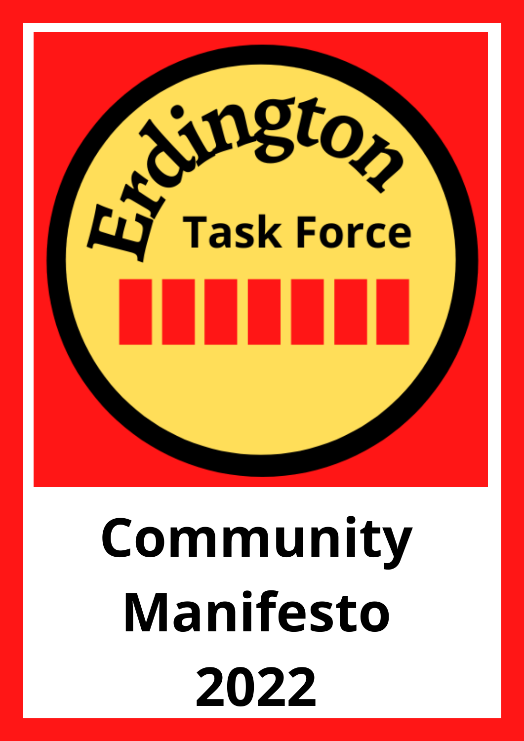Erdington

Task Force

# Community Manifesto 2022